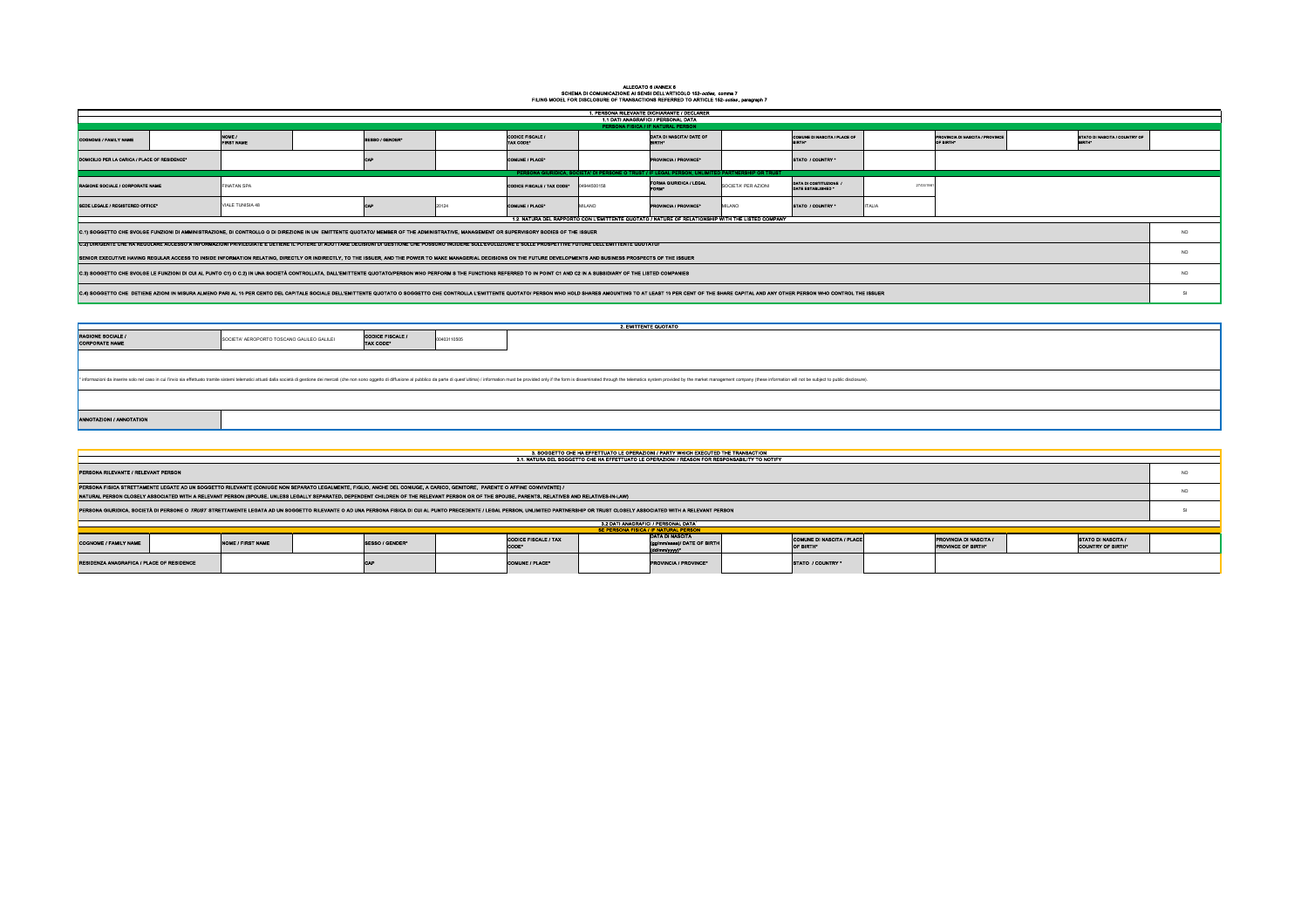# ALLEGATO 6 (ANNEX 6

## SCHEMA DI COMUNICAZIONE AI SENSI DELL'ARTICOLO 152-*octies*, comma 7
## FILING MODEL FOR DISCLOSURE OF TRANSACTIONS REFERRED TO ARTICLE 152- *octies* , paragraph 7

### 1. PERSONA RILEVANTE DICHIARANTE / DECLARER

#### 1.1 DATI ANAGRAFICI / PERSONAL DATA

**PERSONA FISICA / IF NATURAL PERSON**

| COGNOME / FAMILY NAME | | NOME / FIRST NAME | | SESSO / GENDER* | | CODICE FISCALE / TAX CODE* | | DATA DI NASCITA/ DATE OF BIRTH* | | COMUNE DI NASCITA / PLACE OF BIRTH* | | PROVINCIA DI NASCITA / PROVINCE OF BIRTH* | | STATO DI NASCITA / COUNTRY OF BIRTH* | |
|---|---|---|---|---|---|---|---|---|---|---|---|---|---|---|---|
| DOMICILIO PER LA CARICA / PLACE OF RESIDENCE* | | | | CAP | | COMUNE / PLACE* | | PROVINCIA / PROVINCE* | | STATO / COUNTRY * | | | | | |

**PERSONA GIURIDICA, SOCIETA' DI PERSONE O TRUST / IF LEGAL PERSON, UNLIMITED PARTNERSHIP OR TRUST**

| RAGIONE SOCIALE / CORPORATE NAME | FINATAN SPA | | | CODICE FISCALE / TAX CODE* | 04944580158 | FORMA GIURIDICA / LEGAL FORM* | SOCIETA' PER AZIONI | DATA DI COSTITUZIONE / DATE ESTABLISHED * | 27/03/1987 |
|---|---|---|---|---|---|---|---|---|---|
| SEDE LEGALE / REGISTERED OFFICE* | VIALE TUNISIA 46 | CAP | 20124 | COMUNE / PLACE* | MILANO | PROVINCIA / PROVINCE* | MILANO | STATO / COUNTRY * | ITALIA |

#### 1.2 NATURA DEL RAPPORTO CON L'EMITTENTE QUOTATO / NATURE OF RELATIONSHIP WITH THE LISTED COMPANY

| | |
|---|---|
| C.1) SOGGETTO CHE SVOLGE FUNZIONI DI AMMINISTRAZIONE, DI CONTROLLO O DI DIREZIONE IN UN EMITTENTE QUOTATO/ MEMBER OF THE ADMINISTRATIVE, MANAGEMENT OR SUPERVISORY BODIES OF THE ISSUER | NO |
| C.2) DIRIGENTE CHE HA REGOLARE ACCESSO A INFORMAZIONI PRIVILEGIATE E DETIENE IL POTERE DI ADOTTARE DECISIONI DI GESTIONE CHE POSSONO INCIDERE SULL'EVOLUZIONE E SULLE PROSPETTIVE FUTURE DELL'EMITTENTE QUOTATO/ SENIOR EXECUTIVE HAVING REGULAR ACCESS TO INSIDE INFORMATION RELATING, DIRECTLY OR INDIRECTLY, TO THE ISSUER, AND THE POWER TO MAKE MANAGERIAL DECISIONS ON THE FUTURE DEVELOPMENTS AND BUSINESS PROSPECTS OF THE ISSUER | NO |
| C.3) SOGGETTO CHE SVOLGE LE FUNZIONI DI CUI AL PUNTO C1) O C.2) IN UNA SOCIETÀ CONTROLLATA, DALL'EMITTENTE QUOTATO/PERSON WHO PERFORM S THE FUNCTIONS REFERRED TO IN POINT C1 AND C2 IN A SUBSIDIARY OF THE LISTED COMPANIES | NO |
| C.4) SOGGETTO CHE DETIENE AZIONI IN MISURA ALMENO PARI AL 10 PER CENTO DEL CAPITALE SOCIALE DELL'EMITTENTE QUOTATO O SOGGETTO CHE CONTROLLA L'EMITTENTE QUOTATO/ PERSON WHO HOLD SHARES AMOUNTING TO AT LEAST 10 PER CENT OF THE SHARE CAPITAL AND ANY OTHER PERSON WHO CONTROL THE ISSUER | SI |

### 2. EMITTENTE QUOTATO

| RAGIONE SOCIALE / CORPORATE NAME | SOCIETA' AEROPORTO TOSCANO GALILEO GALILEI | CODICE FISCALE / TAX CODE* | 00403110505 |
|---|---|---|---|

\* informazioni da inserire solo nel caso in cui l'invio sia effettuato tramite sistemi telematici attuati dalla società di gestione dei mercati (che non sono oggetto di diffusione al pubblico da parte di quest'ultima) / information must be provided only if the form is disseminated through the telematics system provided by the market management company (these information will not be subject to public disclosure).

| ANNOTAZIONI / ANNOTATION | |
|---|---|

### 3. SOGGETTO CHE HA EFFETTUATO LE OPERAZIONI / PARTY WHICH EXECUTED THE TRANSACTION

#### 3.1. NATURA DEL SOGGETTO CHE HA EFFETTUATO LE OPERAZIONI / REASON FOR RESPONSABILITY TO NOTIFY

| | |
|---|---|
| PERSONA RILEVANTE / RELEVANT PERSON | NO |
| PERSONA FISICA STRETTAMENTE LEGATE AD UN SOGGETTO RILEVANTE (CONIUGE NON SEPARATO LEGALMENTE, FIGLIO, ANCHE DEL CONIUGE, A CARICO, GENITORE, PARENTE O AFFINE CONVIVENTE) / NATURAL PERSON CLOSELY ASSOCIATED WITH A RELEVANT PERSON (SPOUSE, UNLESS LEGALLY SEPARATED, DEPENDENT CHILDREN OF THE RELEVANT PERSON OR OF THE SPOUSE, PARENTS, RELATIVES AND RELATIVES-IN-LAW) | NO |
| PERSONA GIURIDICA, SOCIETÀ DI PERSONE O *TRUST* STRETTAMENTE LEGATA AD UN SOGGETTO RILEVANTE O AD UNA PERSONA FISICA DI CUI AL PUNTO PRECEDENTE / LEGAL PERSON, UNLIMITED PARTNERSHIP OR TRUST CLOSELY ASSOCIATED WITH A RELEVANT PERSON | SI |

#### 3.2 DATI ANAGRAFICI / PERSONAL DATA'

**SE PERSONA FISICA / IF NATURAL PERSON**

| COGNOME / FAMILY NAME | | NOME / FIRST NAME | | SESSO / GENDER* | | CODICE FISCALE / TAX CODE* | | DATA DI NASCITA (gg/mm/aaaa)/ DATE OF BIRTH (dd/mm/yyyy)* | | COMUNE DI NASCITA / PLACE OF BIRTH* | | PROVINCIA DI NASCITA / PROVINCE OF BIRTH* | | STATO DI NASCITA / COUNTRY OF BIRTH* | |
|---|---|---|---|---|---|---|---|---|---|---|---|---|---|---|---|
| RESIDENZA ANAGRAFICA / PLACE OF RESIDENCE | | | | CAP | | COMUNE / PLACE* | | PROVINCIA / PROVINCE* | | STATO / COUNTRY * | | | | | |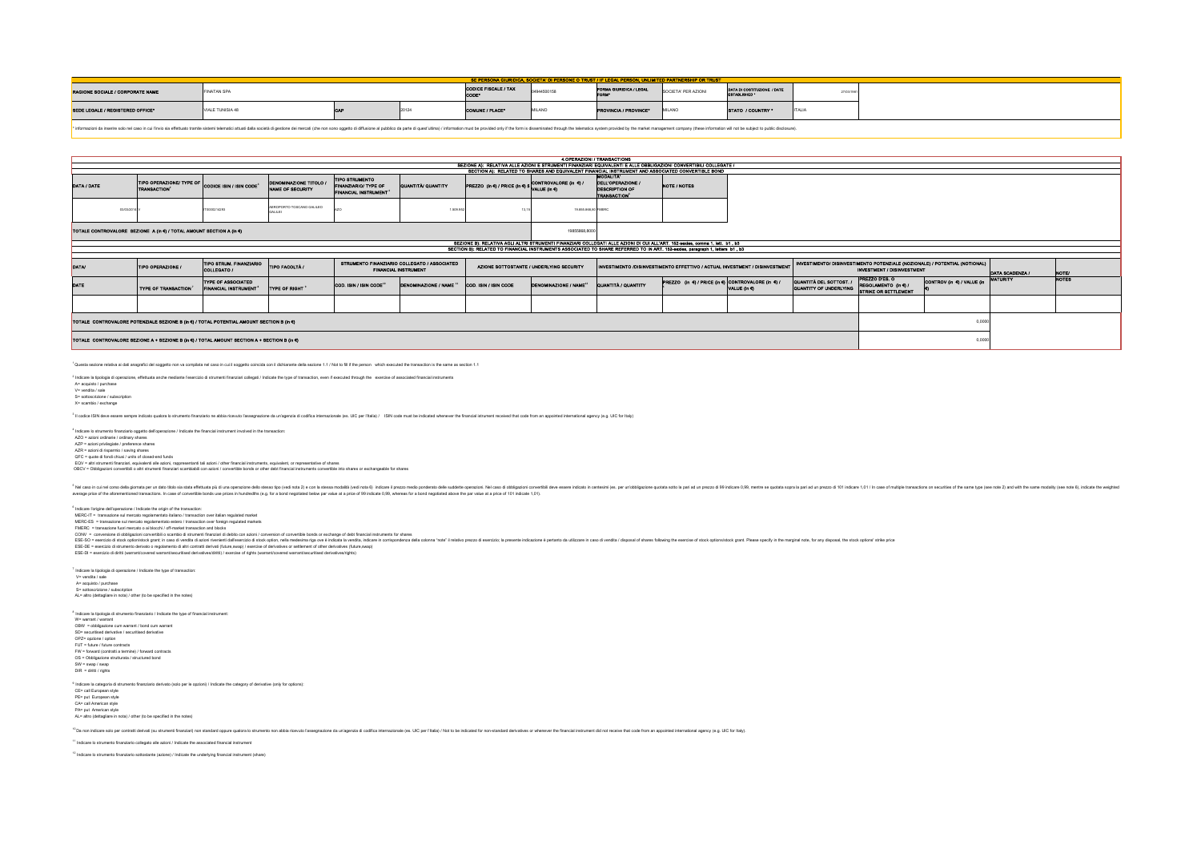| SE PERSONA GIURIDICA, SOCIETA' DI PERSONE O TRUST / IF LEGAL PERSON, UNLIMITED PARTNERSHIP OR TRUST | | | | | | | | | |
|---|---|---|---|---|---|---|---|---|---|
| RAGIONE SOCIALE / CORPORATE NAME | FINATAN SPA | | | CODICE FISCALE / TAX CODE* | 04944500158 | FORMA GIURIDICA / LEGAL FORM* | SOCIETA' PER AZIONI | DATA DI COSTITUZIONE / DATE ESTABLISHED * | 27/03/1981 |
| SEDE LEGALE / REGISTERED OFFICE* | VIALE TUNISIA 48 | CAP | 20124 | COMUNE / PLACE* | MILANO | PROVINCIA / PROVINCE* | MILANO | STATO / COUNTRY * | ITALIA |

* informazioni da inserire solo nel caso in cui l'invio sia effettuato tramite sistemi telematici attuati dalle società di gestione dei mercati (che non sono oggetto di diffusione al pubblico da parte di quest'ultimi) / information must be provided only if the form is disseminated through the telematics system provided by the market management company (these information will not be subject to public disclosure).

## 4.OPERAZIONI / TRANSACTIONS

SEZIONE A): RELATIVA ALLE AZIONI E STRUMENTI FINANZIARI EQUIVALENTI E ALLE OBBLIGAZIONI CONVERTIBILI COLLEGATE / SECTION A): RELATED TO SHARES AND EQUIVALENT FINANCIAL INSTRUMENT AND ASSOCIATED CONVERTIBLE BOND

| DATA / DATE | TIPO OPERAZIONE/ TYPE OF TRANSACTION[2] | CODICE ISIN / ISIN CODE[3] | DENOMINAZIONE TITOLO / NAME OF SECURITY | TIPO STRUMENTO FINANZIARIO/ TYPE OF FINANCIAL INSTRUMENT[4] | QUANTITÀ/ QUANTITY | PREZZO (in €) / PRICE (in €) [5] | CONTROVALORE (in €) / VALUE (in €) | MODALITA' DELL'OPERAZIONE / DESCRIPTION OF TRANSACTION[6] | NOTE / NOTES |
|---|---|---|---|---|---|---|---|---|---|
| 03/03/2014 | V | IT0000214293 | AEROPORTO TOSCANO GALILEO GALILEI | AZO | 1.509.942 | 13,15 | 19.855.868,80 | FMERC | |
| TOTALE CONTROVALORE SEZIONE A (in €) / TOTAL AMOUNT SECTION A (in €) | | | | | | | 19855868,8000 | | |

SEZIONE B): RELATIVA AGLI ALTRI STRUMENTI FINANZIARI COLLEGATI ALLE AZIONI DI CUI ALL'ART. 152-sexies, comma 1, lett. b1 , b3 / SECTION B): RELATED TO FINANCIAL INSTRUMENTS ASSOCIATED TO SHARE REFERRED TO IN ART. 152-sexies, paragraph 1, letters b1 , b3

| DATA/ DATE | TIPO OPERAZIONE / TYPE OF TRANSACTION[7] | TIPO STRUM. FINANZIARIO COLLEGATO / TYPE OF ASSOCIATED FINANCIAL INSTRUMENT[8] | TIPO FACOLTÀ / TYPE OF RIGHT[9] | STRUMENTO FINANZIARIO COLLEGATO / ASSOCIATED FINANCIAL INSTRUMENT: COD. ISIN / ISIN CODE[10] | DENOMINAZIONE / NAME[11] | AZIONE SOTTOSTANTE / UNDERLYING SECURITY: COD. ISIN / ISIN CODE | DENOMINAZIONE / NAME[12] | INVESTIMENTO /DISINVESTIMENTO EFFETTIVO / ACTUAL INVESTMENT / DISINVESTMENT: QUANTITÀ / QUANTITY | PREZZO (in €) / PRICE (in €) [5] | CONTROVALORE (in €) / VALUE (in €) | INVESTIMENTO/ DISINVESTIMENTO POTENZIALE (NOZIONALE) / POTENTIAL (NOTIONAL) INVESTMENT / DISINVESTMENT: QUANTITÀ DEL SOTTOST. / QUANTITY OF UNDERLYING | PREZZO D'ES. O REGOLAMENTO (in €) / STRIKE OR SETTLEMENT | CONTROV (in €) / VALUE (in €) | DATA SCADENZA / MATURITY | NOTE/ NOTES |
|---|---|---|---|---|---|---|---|---|---|---|---|---|---|---|---|
| | | | | | | | | | | | | | | | |
| TOTALE CONTROVALORE POTENZIALE SEZIONE B (in €) / TOTAL POTENTIAL AMOUNT SECTION B (in €) | | | | | | | | | | | | | 0,0000 | | |
| TOTALE CONTROVALORE SEZIONE A + SEZIONE B (in €) / TOTAL AMOUNT SECTION A + SECTION B (in €) | | | | | | | | | | | | | 0,0000 | | |

[1] Questa sezione relativa ai dati anagrafici del soggetto non va compilata nel caso in cui il soggetto coincida con il dichiarante della sezione 1.1 / Not to fill if the person which executed the transaction is the same as section 1.1

[2] Indicare la tipologia di operazione, effettuata anche mediante l'esercizio di strumenti finanziari collegati / Indicate the type of transaction, even if executed through the exercise of associated financial instruments
A= acquisto / purchase
V= vendita / sale
S= sottoscrizione / subscription
X= scambio / exchange

[3] Il codice ISIN deve essere sempre indicato qualora lo strumento finanziario ne abbia ricevuto l'assegnazione da un'agenzia di codifica internazionale (es. UIC per l'Italia) / ISIN code must be indicated whenever the financial istrument received that code from an appointed international agency (e.g. UIC for Italy)

[4] Indicare lo strumento finanziario oggetto dell'operazione / Indicate the financial instrument involved in the transaction:
AZO = azioni ordinarie / ordinary shares
AZP = azioni privilegiate / preference shares
AZR = azioni di risparmio / saving shares
QFC = quote di fondi chiusi / units of closed-end funds
EQV = altri strumenti finanziari, equivalenti alle azioni, rappresentanti tali azioni / other financial instruments, equivalent, or representative of shares
OBCV = Obbligazioni convertibili o altri strumenti finanziari scambiabili con azioni / convertible bonds or other debt financial instruments convertible into shares or exchangeable for shares

[5] Nel caso in cui nel corso della giornata per un dato titolo sia stata effettuata più di una operazione dello stesso tipo (vedi nota 2) e con la stessa modalità (vedi nota 6) indicare il prezzo medio ponderato delle suddette operazioni. Nel caso di obbligazioni convertibili deve essere indicato in centesimi (es. per un'obbligazione quotata sotto la pari ad un prezzo di 99 indicare 0,99, mentre se quotata sopra la pari ad un prezzo di 101 indicare 1,01 / In case of multiple transactions on securities of the same type (see note 2) and with the same modality (see note 6), indicate the weighted average price of the aforementioned transactions. In case of convertible bonds use prices in hundredths (e.g. for a bond negotiated below par value at a price of 99 indicate 0,99, whereas for a bond negotiated above the par value at a price of 101 indicate 1,01).

[6] Indicare l'origine dell'operazione / Indicate the origin of the transaction:
MERC-IT = transazione sul mercato regolamentato italiano / transaction over Italian regulated market
MERC-ES = transazione sul mercato regolamentato estero / transaction over foreign regulated markets
FMERC = transazione fuori mercato o ai blocchi / off-market transaction and blocks
CONV = conversione di obbligazioni convertibili o scambio di strumenti finanziari di debito con azioni / conversion of convertible bonds or exchange of debt financial instruments for shares
ESE-SO = esercizio di stock option/stock grant; in caso di vendita di azioni rivenienti dall'esercizio di stock option, nella medesima riga ove è indicata la vendita, indicare in corrispondenza della colonna "note" il relativo prezzo di esercizio; la presente indicazione è pertanto da utilizzare in caso di vendita / disposal of shares following the exercise of stock options/stock grant. Please specify in the marginal note, for any disposal, the stock options' strike price
ESE-DE = esercizio di strumenti derivati o regolamento di altri contratti derivati (future,swap) / exercise of derivatives or settlement of other derivatives (future,swap)
ESE-DI = esercizio di diritti (warrant/covered warrant/securitised derivatives/diritti) / exercise of rights (warrants/covered warrant/securitised derivatives/rights)

[7] Indicare la tipologia di operazione / Indicate the type of transaction:
V= vendita / sale
A= acquisto / purchase
S= sottoscrizione / subscription
AL= altro (dettagliare in nota) / other (to be specified in the notes)

[8] Indicare la tipologia di strumento finanziario / Indicate the type of financial instrument:
W= warrant / warrant
OBW = obbligazione cum warrant / bond cum warrant
SD= securitised derivative / securitised derivative
OPZ= opzione / option
FUT = future / future contracts
FW = forward (contratti a termine) / forward contracts
OS = Obbligazione strutturata / structured bond
SW = swap / swap
DIR = diritti / rights

[9] Indicare la categoria di strumento finanziario derivato (solo per le opzioni) / Indicate the category of derivative (only for options):
CE= call European style
PE= put European style
CA= call American style
PA= put American style
AL= altro (dettagliare in nota) / other (to be specified in the notes)

[10] Da non indicare solo per contratti derivati (su strumenti finanziari) non standard oppure qualora lo strumento non abbia ricevuto l'assegnazione da un'agenzia di codifica internazionale (es. UIC per l'Italia) / Not to be indicated for non-standard derivatives or wherever the financial instrument did not receive that code from an appointed international agency (e.g. UIC for Italy).

[11] Indicare lo strumento finanziario collegato alle azioni / Indicate the associated financial instrument

[12] Indicare lo strumento finanziario sottostante (azione) / Indicate the underlying financial instrument (share)